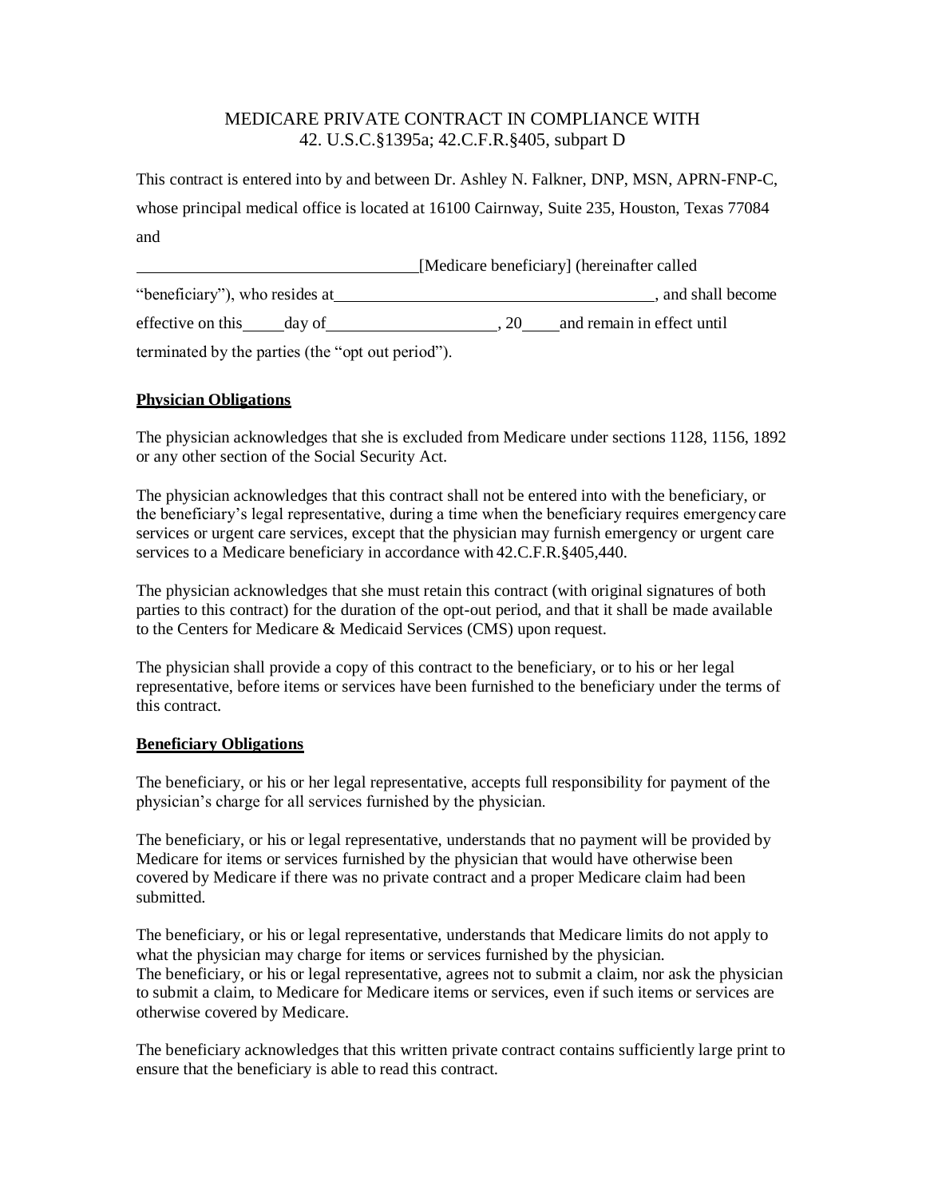MEDICARE PRIVATE CONTRACT IN COMPLIANCE WITH
42. U.S.C.§1395a; 42.C.F.R.§405, subpart D

This contract is entered into by and between Dr. Ashley N. Falkner, DNP, MSN, APRN-FNP-C, whose principal medical office is located at 16100 Cairnway, Suite 235, Houston, Texas 77084 and

\_\_\_\_\_\_\_\_\_\_\_\_\_\_\_\_\_\_\_\_\_\_\_\_\_\_\_\_\_\_\_\_\_\_[Medicare beneficiary] (hereinafter called "beneficiary"), who resides at\_\_\_\_\_\_\_\_\_\_\_\_\_\_\_\_\_\_\_\_\_\_\_\_\_\_\_\_\_\_\_\_\_\_\_\_\_\_\_\_, and shall become effective on this\_\_\_\_\_day of\_\_\_\_\_\_\_\_\_\_\_\_\_\_\_\_\_\_\_\_, 20\_\_\_\_and remain in effect until terminated by the parties (the "opt out period").

**Physician Obligations**

The physician acknowledges that she is excluded from Medicare under sections 1128, 1156, 1892 or any other section of the Social Security Act.

The physician acknowledges that this contract shall not be entered into with the beneficiary, or the beneficiary's legal representative, during a time when the beneficiary requires emergency care services or urgent care services, except that the physician may furnish emergency or urgent care services to a Medicare beneficiary in accordance with 42.C.F.R.§405,440.

The physician acknowledges that she must retain this contract (with original signatures of both parties to this contract) for the duration of the opt-out period, and that it shall be made available to the Centers for Medicare & Medicaid Services (CMS) upon request.

The physician shall provide a copy of this contract to the beneficiary, or to his or her legal representative, before items or services have been furnished to the beneficiary under the terms of this contract.

**Beneficiary Obligations**

The beneficiary, or his or her legal representative, accepts full responsibility for payment of the physician's charge for all services furnished by the physician.

The beneficiary, or his or legal representative, understands that no payment will be provided by Medicare for items or services furnished by the physician that would have otherwise been covered by Medicare if there was no private contract and a proper Medicare claim had been submitted.

The beneficiary, or his or legal representative, understands that Medicare limits do not apply to what the physician may charge for items or services furnished by the physician.
The beneficiary, or his or legal representative, agrees not to submit a claim, nor ask the physician to submit a claim, to Medicare for Medicare items or services, even if such items or services are otherwise covered by Medicare.

The beneficiary acknowledges that this written private contract contains sufficiently large print to ensure that the beneficiary is able to read this contract.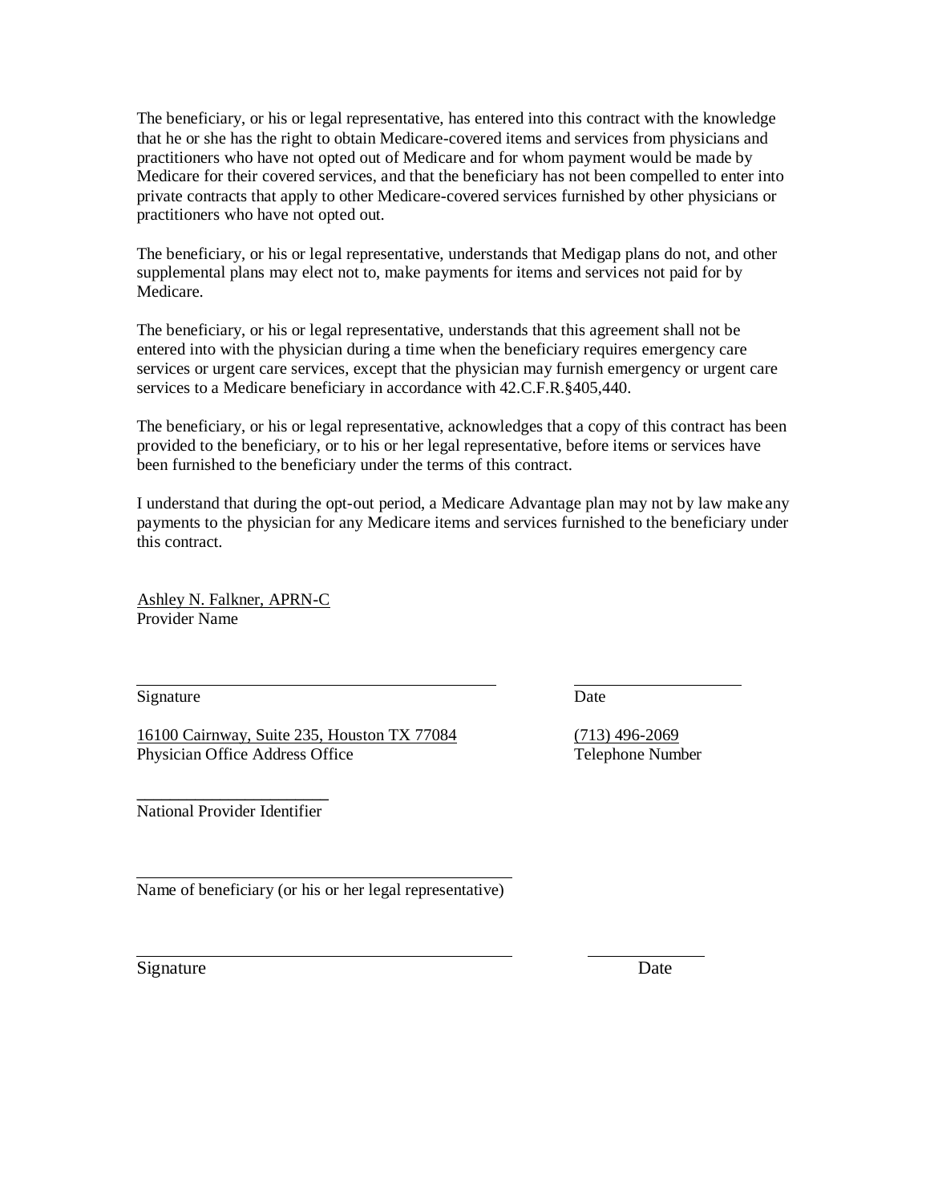The beneficiary, or his or legal representative, has entered into this contract with the knowledge that he or she has the right to obtain Medicare-covered items and services from physicians and practitioners who have not opted out of Medicare and for whom payment would be made by Medicare for their covered services, and that the beneficiary has not been compelled to enter into private contracts that apply to other Medicare-covered services furnished by other physicians or practitioners who have not opted out.

The beneficiary, or his or legal representative, understands that Medigap plans do not, and other supplemental plans may elect not to, make payments for items and services not paid for by Medicare.

The beneficiary, or his or legal representative, understands that this agreement shall not be entered into with the physician during a time when the beneficiary requires emergency care services or urgent care services, except that the physician may furnish emergency or urgent care services to a Medicare beneficiary in accordance with 42.C.F.R.§405,440.

The beneficiary, or his or legal representative, acknowledges that a copy of this contract has been provided to the beneficiary, or to his or her legal representative, before items or services have been furnished to the beneficiary under the terms of this contract.

I understand that during the opt-out period, a Medicare Advantage plan may not by law make any payments to the physician for any Medicare items and services furnished to the beneficiary under this contract.

Ashley N. Falkner, APRN-C
Provider Name

______________________________ ______________
Signature Date

16100 Cairnway, Suite 235, Houston TX 77084 (713) 496-2069
Physician Office Address Office Telephone Number

______________________
National Provider Identifier

______________________________
Name of beneficiary (or his or her legal representative)

______________________________ ______________
Signature Date